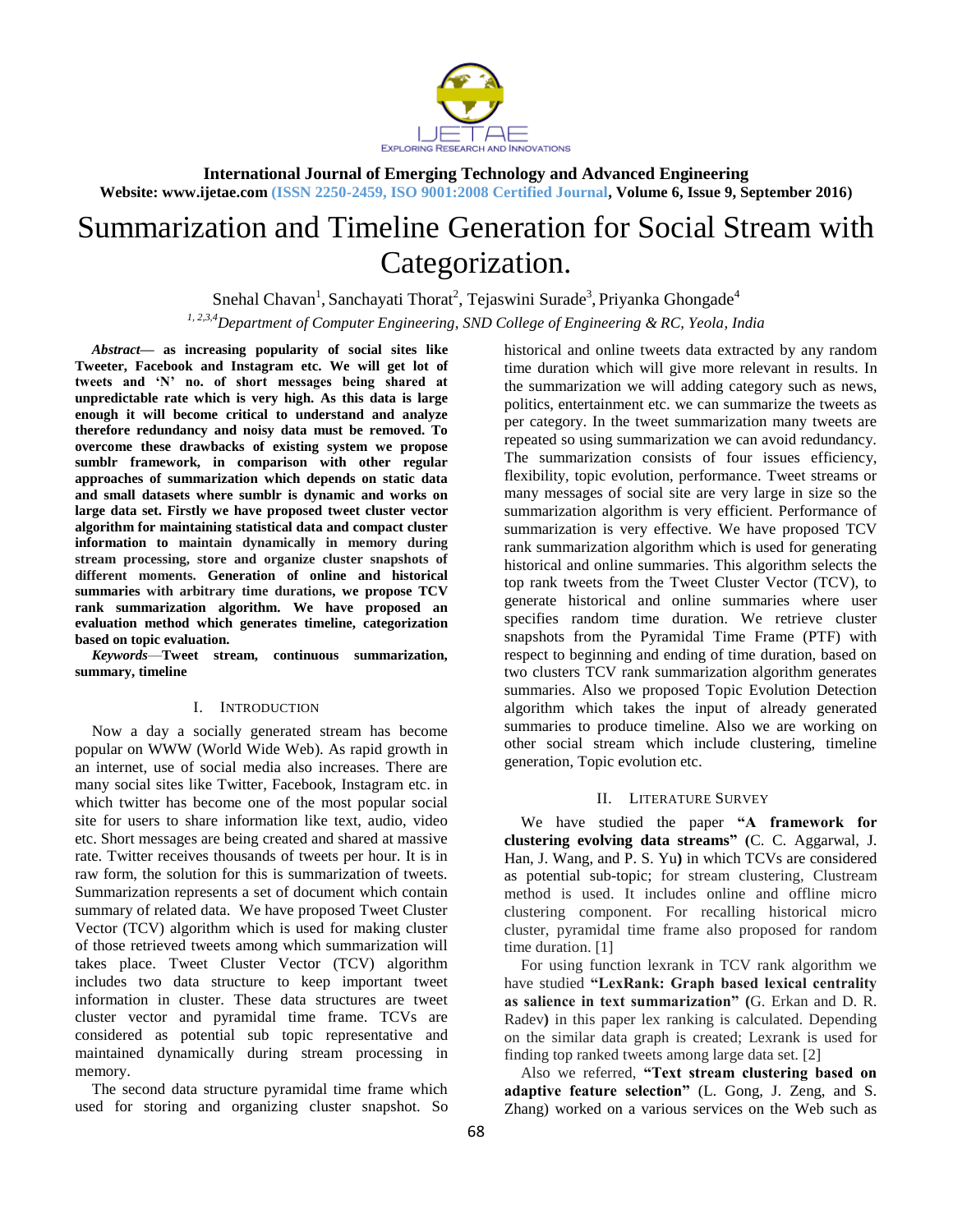# Summarization and Timeline Generation for Social Stream with Categorization.

Snehal Chavan[1], Sanchayati Thorat[2], Tejaswini Surade[3], Priyanka Ghongade[4]

[1, 2,3,4]*Department of Computer Engineering, SND College of Engineering & RC, Yeola, India*

***Abstract*— as increasing popularity of social sites like Tweeter, Facebook and Instagram etc. We will get lot of tweets and 'N' no. of short messages being shared at unpredictable rate which is very high. As this data is large enough it will become critical to understand and analyze therefore redundancy and noisy data must be removed. To overcome these drawbacks of existing system we propose sumblr framework, in comparison with other regular approaches of summarization which depends on static data and small datasets where sumblr is dynamic and works on large data set. Firstly we have proposed tweet cluster vector algorithm for maintaining statistical data and compact cluster information to maintain dynamically in memory during stream processing, store and organize cluster snapshots of different moments. Generation of online and historical summaries with arbitrary time durations, we propose TCV rank summarization algorithm. We have proposed an evaluation method which generates timeline, categorization based on topic evaluation.**

***Keywords*—Tweet stream, continuous summarization, summary, timeline**

## I. Introduction

Now a day a socially generated stream has become popular on WWW (World Wide Web). As rapid growth in an internet, use of social media also increases. There are many social sites like Twitter, Facebook, Instagram etc. in which twitter has become one of the most popular social site for users to share information like text, audio, video etc. Short messages are being created and shared at massive rate. Twitter receives thousands of tweets per hour. It is in raw form, the solution for this is summarization of tweets. Summarization represents a set of document which contain summary of related data. We have proposed Tweet Cluster Vector (TCV) algorithm which is used for making cluster of those retrieved tweets among which summarization will takes place. Tweet Cluster Vector (TCV) algorithm includes two data structure to keep important tweet information in cluster. These data structures are tweet cluster vector and pyramidal time frame. TCVs are considered as potential sub topic representative and maintained dynamically during stream processing in memory.

The second data structure pyramidal time frame which used for storing and organizing cluster snapshot. So historical and online tweets data extracted by any random time duration which will give more relevant in results. In the summarization we will adding category such as news, politics, entertainment etc. we can summarize the tweets as per category. In the tweet summarization many tweets are repeated so using summarization we can avoid redundancy. The summarization consists of four issues efficiency, flexibility, topic evolution, performance. Tweet streams or many messages of social site are very large in size so the summarization algorithm is very efficient. Performance of summarization is very effective. We have proposed TCV rank summarization algorithm which is used for generating historical and online summaries. This algorithm selects the top rank tweets from the Tweet Cluster Vector (TCV), to generate historical and online summaries where user specifies random time duration. We retrieve cluster snapshots from the Pyramidal Time Frame (PTF) with respect to beginning and ending of time duration, based on two clusters TCV rank summarization algorithm generates summaries. Also we proposed Topic Evolution Detection algorithm which takes the input of already generated summaries to produce timeline. Also we are working on other social stream which include clustering, timeline generation, Topic evolution etc.

## II. Literature Survey

We have studied the paper **"A framework for clustering evolving data streams"** (C. C. Aggarwal, J. Han, J. Wang, and P. S. Yu**)** in which TCVs are considered as potential sub-topic; for stream clustering, Clustream method is used. It includes online and offline micro clustering component. For recalling historical micro cluster, pyramidal time frame also proposed for random time duration. [1]

For using function lexrank in TCV rank algorithm we have studied **"LexRank: Graph based lexical centrality as salience in text summarization"** (G. Erkan and D. R. Radev**)** in this paper lex ranking is calculated. Depending on the similar data graph is created; Lexrank is used for finding top ranked tweets among large data set. [2]

Also we referred, **"Text stream clustering based on adaptive feature selection"** (L. Gong, J. Zeng, and S. Zhang) worked on a various services on the Web such as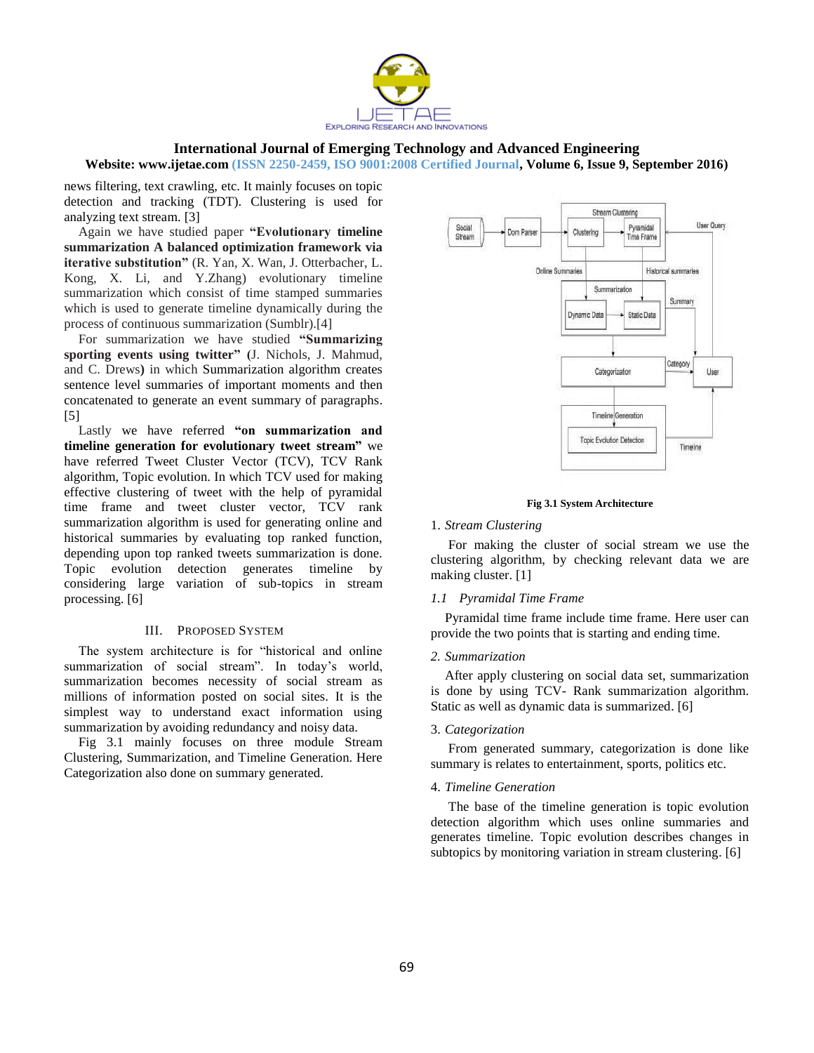news filtering, text crawling, etc. It mainly focuses on topic detection and tracking (TDT). Clustering is used for analyzing text stream. [3]

Again we have studied paper **"Evolutionary timeline summarization A balanced optimization framework via iterative substitution"** (R. Yan, X. Wan, J. Otterbacher, L. Kong, X. Li, and Y.Zhang) evolutionary timeline summarization which consist of time stamped summaries which is used to generate timeline dynamically during the process of continuous summarization (Sumblr).[4]

For summarization we have studied **"Summarizing sporting events using twitter"** (J. Nichols, J. Mahmud, and C. Drews**)** in which Summarization algorithm creates sentence level summaries of important moments and then concatenated to generate an event summary of paragraphs. [5]

Lastly we have referred **"on summarization and timeline generation for evolutionary tweet stream"** we have referred Tweet Cluster Vector (TCV), TCV Rank algorithm, Topic evolution. In which TCV used for making effective clustering of tweet with the help of pyramidal time frame and tweet cluster vector, TCV rank summarization algorithm is used for generating online and historical summaries by evaluating top ranked function, depending upon top ranked tweets summarization is done. Topic evolution detection generates timeline by considering large variation of sub-topics in stream processing. [6]

## III. Proposed System

The system architecture is for "historical and online summarization of social stream". In today's world, summarization becomes necessity of social stream as millions of information posted on social sites. It is the simplest way to understand exact information using summarization by avoiding redundancy and noisy data.

Fig 3.1 mainly focuses on three module Stream Clustering, Summarization, and Timeline Generation. Here Categorization also done on summary generated.

**Fig 3.1 System Architecture**

1. *Stream Clustering*

For making the cluster of social stream we use the clustering algorithm, by checking relevant data we are making cluster. [1]

*1.1 Pyramidal Time Frame*

Pyramidal time frame include time frame. Here user can provide the two points that is starting and ending time.

*2. Summarization*

After apply clustering on social data set, summarization is done by using TCV- Rank summarization algorithm. Static as well as dynamic data is summarized. [6]

3. *Categorization*

From generated summary, categorization is done like summary is relates to entertainment, sports, politics etc.

4. *Timeline Generation*

The base of the timeline generation is topic evolution detection algorithm which uses online summaries and generates timeline. Topic evolution describes changes in subtopics by monitoring variation in stream clustering. [6]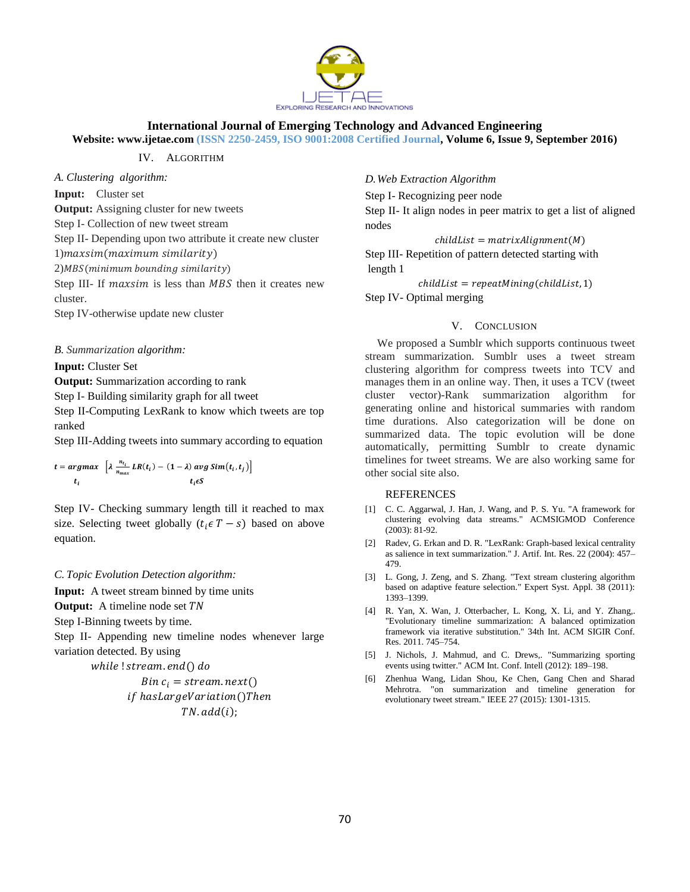## IV. Algorithm

### A. Clustering algorithm:

**Input:** Cluster set

**Output:** Assigning cluster for new tweets

Step I- Collection of new tweet stream

Step II- Depending upon two attribute it create new cluster

1)$maxsim(maximum\ similarity)$

2)$MBS(minimum\ bounding\ similarity)$

Step III- If $maxsim$ is less than $MBS$ then it creates new cluster.

Step IV-otherwise update new cluster

### B. Summarization algorithm:

**Input:** Cluster Set

**Output:** Summarization according to rank

Step I- Building similarity graph for all tweet

Step II-Computing LexRank to know which tweets are top ranked

Step III-Adding tweets into summary according to equation

$$t = \underset{t_i}{argmax} \left[ \lambda \frac{n_{t_i}}{n_{max}} LR(t_i) - (1-\lambda) \underset{t_i \epsilon S}{avg} Sim(t_i, t_j) \right]$$

Step IV- Checking summary length till it reached to max size. Selecting tweet globally ($t_i \epsilon T - s$) based on above equation.

### C. Topic Evolution Detection algorithm:

**Input:** A tweet stream binned by time units

**Output:** A timeline node set $TN$

Step I-Binning tweets by time.

Step II- Appending new timeline nodes whenever large variation detected. By using

$$while\ !stream.end()\ do$$
$$Bin\ c_i = stream.next()$$
$$if\ hasLargeVariation()Then$$
$$TN.add(i);$$

### D. Web Extraction Algorithm

Step I- Recognizing peer node

Step II- It align nodes in peer matrix to get a list of aligned nodes

$$childList = matrixAlignment(M)$$

Step III- Repetition of pattern detected starting with length 1

$$childList = repeatMining(childList, 1)$$

Step IV- Optimal merging

## V. Conclusion

We proposed a Sumblr which supports continuous tweet stream summarization. Sumblr uses a tweet stream clustering algorithm for compress tweets into TCV and manages them in an online way. Then, it uses a TCV (tweet cluster vector)-Rank summarization algorithm for generating online and historical summaries with random time durations. Also categorization will be done on summarized data. The topic evolution will be done automatically, permitting Sumblr to create dynamic timelines for tweet streams. We are also working same for other social site also.

## REFERENCES

[1] C. C. Aggarwal, J. Han, J. Wang, and P. S. Yu. "A framework for clustering evolving data streams." ACMSIGMOD Conference (2003): 81-92.

[2] Radev, G. Erkan and D. R. "LexRank: Graph-based lexical centrality as salience in text summarization." J. Artif. Int. Res. 22 (2004): 457–479.

[3] L. Gong, J. Zeng, and S. Zhang. "Text stream clustering algorithm based on adaptive feature selection." Expert Syst. Appl. 38 (2011): 1393–1399.

[4] R. Yan, X. Wan, J. Otterbacher, L. Kong, X. Li, and Y. Zhang,. "Evolutionary timeline summarization: A balanced optimization framework via iterative substitution." 34th Int. ACM SIGIR Conf. Res. 2011. 745–754.

[5] J. Nichols, J. Mahmud, and C. Drews,. "Summarizing sporting events using twitter." ACM Int. Conf. Intell (2012): 189–198.

[6] Zhenhua Wang, Lidan Shou, Ke Chen, Gang Chen and Sharad Mehrotra. "on summarization and timeline generation for evolutionary tweet stream." IEEE 27 (2015): 1301-1315.